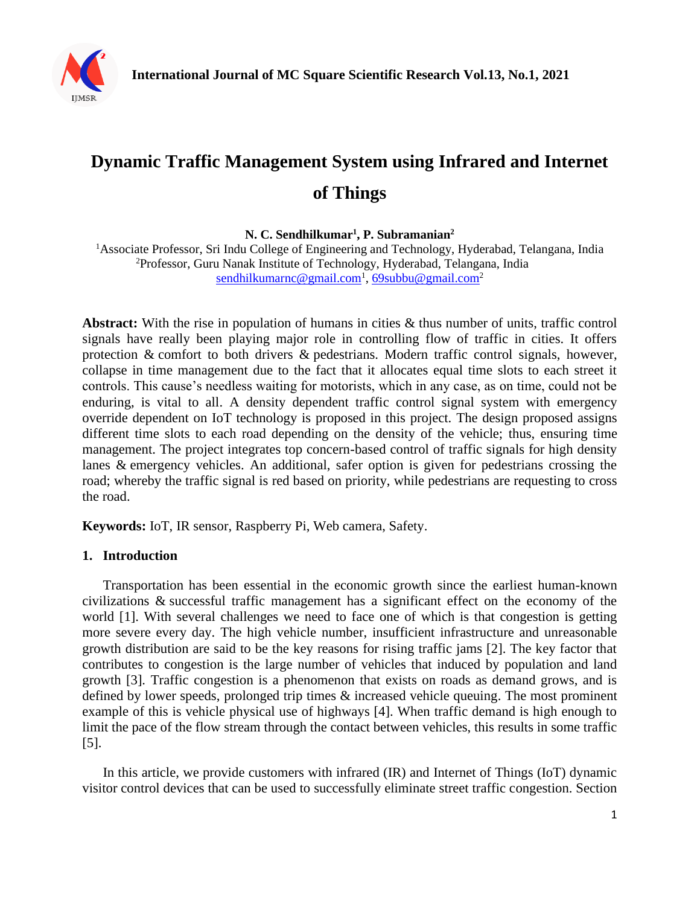# Dynamic Traffic Management System using Infrared and Internet of Things

**N. C. Sendhilkumar[1], P. Subramanian[2]**

[1]Associate Professor, Sri Indu College of Engineering and Technology, Hyderabad, Telangana, India
[2]Professor, Guru Nanak Institute of Technology, Hyderabad, Telangana, India
sendhilkumarnc@gmail.com[1], 69subbu@gmail.com[2]

**Abstract:** With the rise in population of humans in cities & thus number of units, traffic control signals have really been playing major role in controlling flow of traffic in cities. It offers protection & comfort to both drivers & pedestrians. Modern traffic control signals, however, collapse in time management due to the fact that it allocates equal time slots to each street it controls. This cause's needless waiting for motorists, which in any case, as on time, could not be enduring, is vital to all. A density dependent traffic control signal system with emergency override dependent on IoT technology is proposed in this project. The design proposed assigns different time slots to each road depending on the density of the vehicle; thus, ensuring time management. The project integrates top concern-based control of traffic signals for high density lanes & emergency vehicles. An additional, safer option is given for pedestrians crossing the road; whereby the traffic signal is red based on priority, while pedestrians are requesting to cross the road.

**Keywords:** IoT, IR sensor, Raspberry Pi, Web camera, Safety.

## 1. Introduction

Transportation has been essential in the economic growth since the earliest human-known civilizations & successful traffic management has a significant effect on the economy of the world [1]. With several challenges we need to face one of which is that congestion is getting more severe every day. The high vehicle number, insufficient infrastructure and unreasonable growth distribution are said to be the key reasons for rising traffic jams [2]. The key factor that contributes to congestion is the large number of vehicles that induced by population and land growth [3]. Traffic congestion is a phenomenon that exists on roads as demand grows, and is defined by lower speeds, prolonged trip times & increased vehicle queuing. The most prominent example of this is vehicle physical use of highways [4]. When traffic demand is high enough to limit the pace of the flow stream through the contact between vehicles, this results in some traffic [5].

In this article, we provide customers with infrared (IR) and Internet of Things (IoT) dynamic visitor control devices that can be used to successfully eliminate street traffic congestion. Section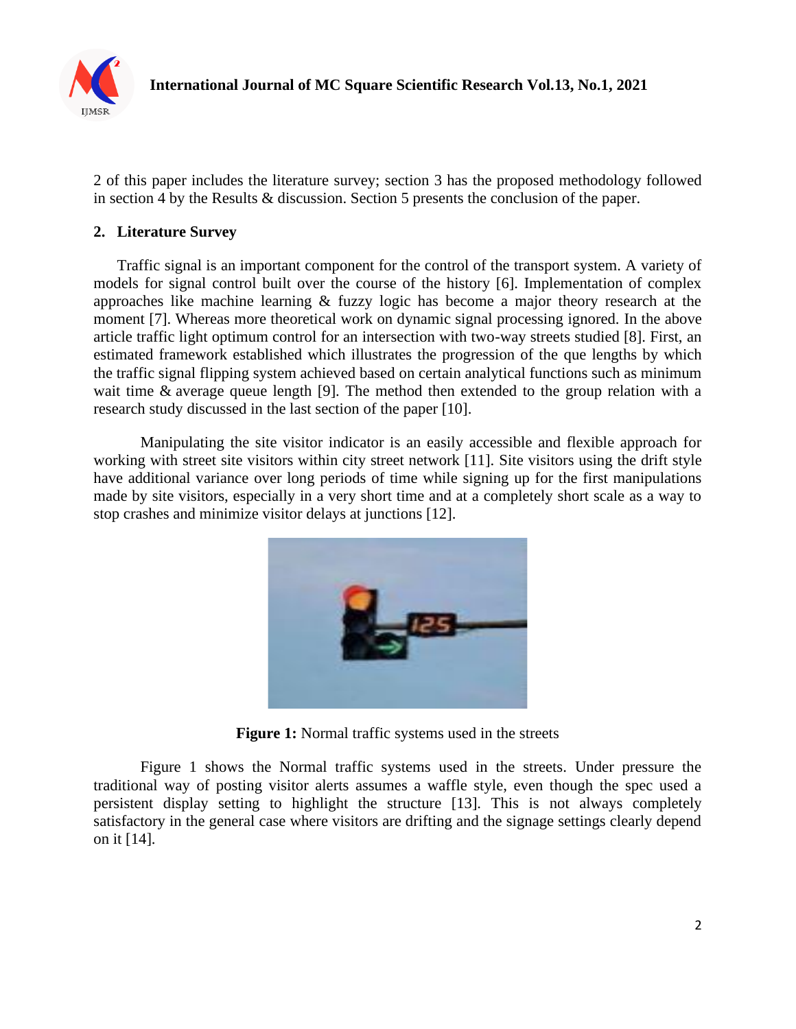2 of this paper includes the literature survey; section 3 has the proposed methodology followed in section 4 by the Results & discussion. Section 5 presents the conclusion of the paper.

## 2. Literature Survey

Traffic signal is an important component for the control of the transport system. A variety of models for signal control built over the course of the history [6]. Implementation of complex approaches like machine learning & fuzzy logic has become a major theory research at the moment [7]. Whereas more theoretical work on dynamic signal processing ignored. In the above article traffic light optimum control for an intersection with two-way streets studied [8]. First, an estimated framework established which illustrates the progression of the que lengths by which the traffic signal flipping system achieved based on certain analytical functions such as minimum wait time & average queue length [9]. The method then extended to the group relation with a research study discussed in the last section of the paper [10].

Manipulating the site visitor indicator is an easily accessible and flexible approach for working with street site visitors within city street network [11]. Site visitors using the drift style have additional variance over long periods of time while signing up for the first manipulations made by site visitors, especially in a very short time and at a completely short scale as a way to stop crashes and minimize visitor delays at junctions [12].

**Figure 1:** Normal traffic systems used in the streets

Figure 1 shows the Normal traffic systems used in the streets. Under pressure the traditional way of posting visitor alerts assumes a waffle style, even though the spec used a persistent display setting to highlight the structure [13]. This is not always completely satisfactory in the general case where visitors are drifting and the signage settings clearly depend on it [14].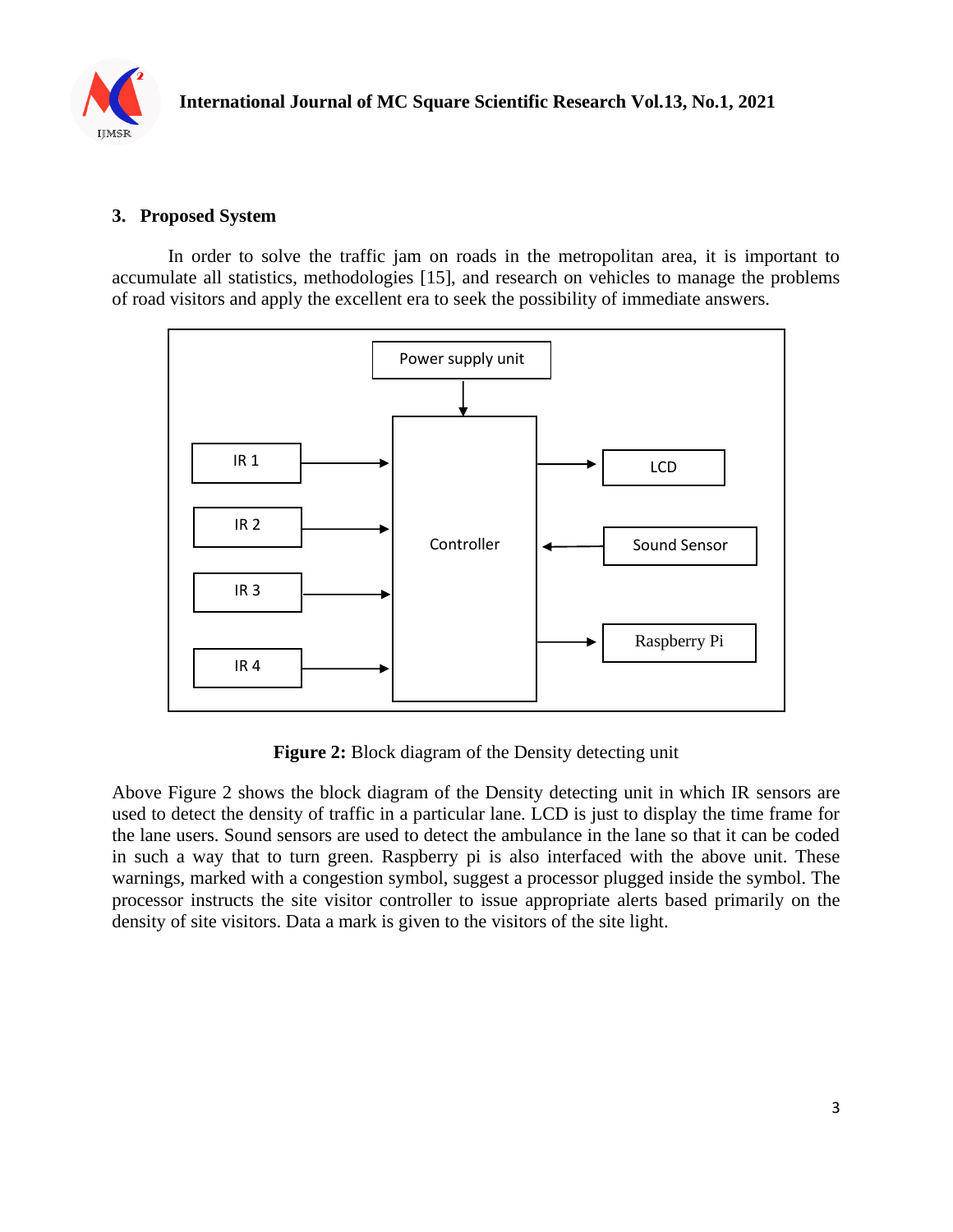## 3. Proposed System

In order to solve the traffic jam on roads in the metropolitan area, it is important to accumulate all statistics, methodologies [15], and research on vehicles to manage the problems of road visitors and apply the excellent era to seek the possibility of immediate answers.

**Figure 2:** Block diagram of the Density detecting unit

Above Figure 2 shows the block diagram of the Density detecting unit in which IR sensors are used to detect the density of traffic in a particular lane. LCD is just to display the time frame for the lane users. Sound sensors are used to detect the ambulance in the lane so that it can be coded in such a way that to turn green. Raspberry pi is also interfaced with the above unit. These warnings, marked with a congestion symbol, suggest a processor plugged inside the symbol. The processor instructs the site visitor controller to issue appropriate alerts based primarily on the density of site visitors. Data a mark is given to the visitors of the site light.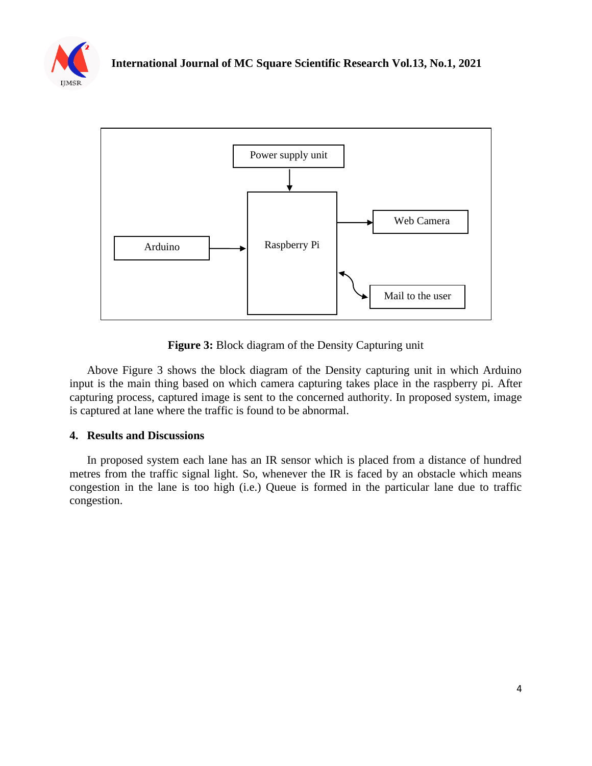Figure 3: Block diagram of the Density Capturing unit

Above Figure 3 shows the block diagram of the Density capturing unit in which Arduino input is the main thing based on which camera capturing takes place in the raspberry pi. After capturing process, captured image is sent to the concerned authority. In proposed system, image is captured at lane where the traffic is found to be abnormal.

## 4. Results and Discussions

In proposed system each lane has an IR sensor which is placed from a distance of hundred metres from the traffic signal light. So, whenever the IR is faced by an obstacle which means congestion in the lane is too high (i.e.) Queue is formed in the particular lane due to traffic congestion.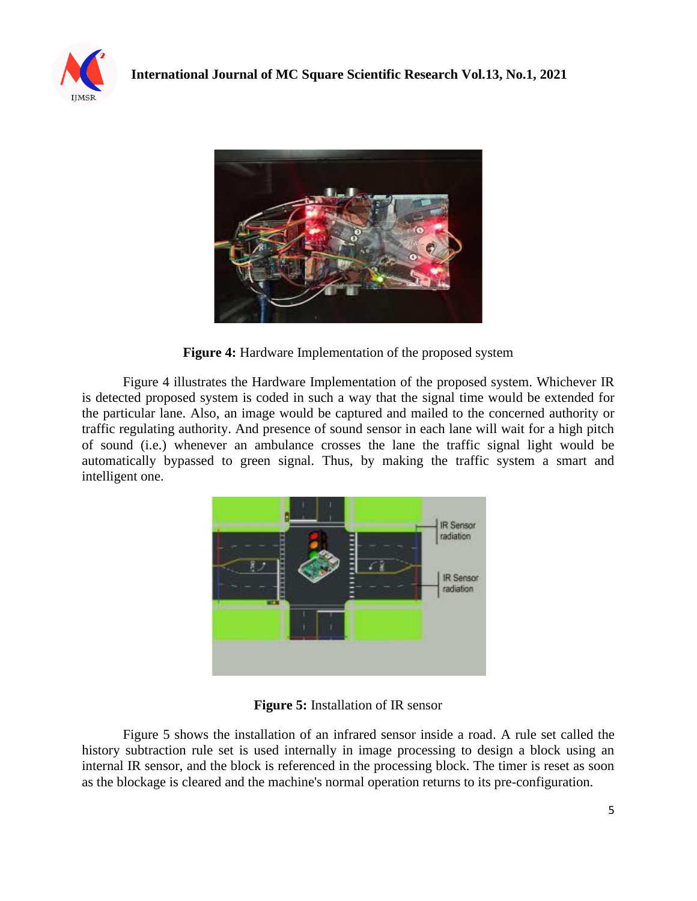**Figure 4:** Hardware Implementation of the proposed system

Figure 4 illustrates the Hardware Implementation of the proposed system. Whichever IR is detected proposed system is coded in such a way that the signal time would be extended for the particular lane. Also, an image would be captured and mailed to the concerned authority or traffic regulating authority. And presence of sound sensor in each lane will wait for a high pitch of sound (i.e.) whenever an ambulance crosses the lane the traffic signal light would be automatically bypassed to green signal. Thus, by making the traffic system a smart and intelligent one.

**Figure 5:** Installation of IR sensor

Figure 5 shows the installation of an infrared sensor inside a road. A rule set called the history subtraction rule set is used internally in image processing to design a block using an internal IR sensor, and the block is referenced in the processing block. The timer is reset as soon as the blockage is cleared and the machine's normal operation returns to its pre-configuration.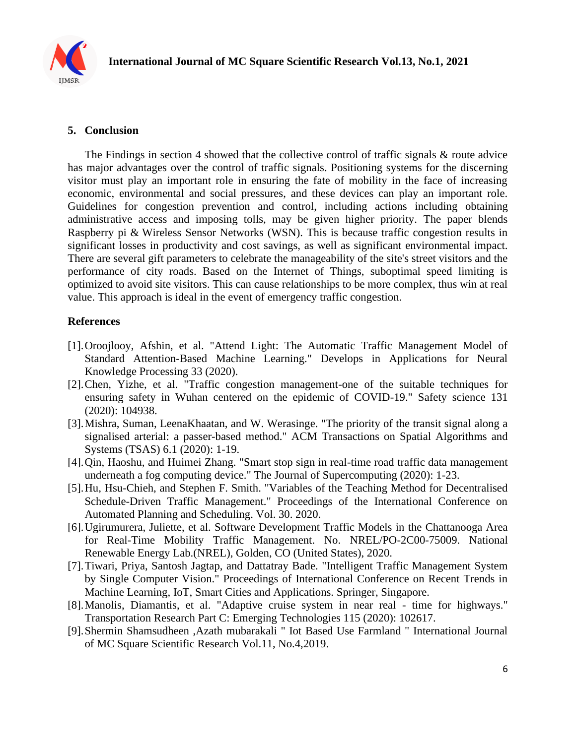## 5. Conclusion

The Findings in section 4 showed that the collective control of traffic signals & route advice has major advantages over the control of traffic signals. Positioning systems for the discerning visitor must play an important role in ensuring the fate of mobility in the face of increasing economic, environmental and social pressures, and these devices can play an important role. Guidelines for congestion prevention and control, including actions including obtaining administrative access and imposing tolls, may be given higher priority. The paper blends Raspberry pi & Wireless Sensor Networks (WSN). This is because traffic congestion results in significant losses in productivity and cost savings, as well as significant environmental impact. There are several gift parameters to celebrate the manageability of the site's street visitors and the performance of city roads. Based on the Internet of Things, suboptimal speed limiting is optimized to avoid site visitors. This can cause relationships to be more complex, thus win at real value. This approach is ideal in the event of emergency traffic congestion.

## References

[1]. Oroojlooy, Afshin, et al. "Attend Light: The Automatic Traffic Management Model of Standard Attention-Based Machine Learning." Develops in Applications for Neural Knowledge Processing 33 (2020).

[2]. Chen, Yizhe, et al. "Traffic congestion management-one of the suitable techniques for ensuring safety in Wuhan centered on the epidemic of COVID-19." Safety science 131 (2020): 104938.

[3]. Mishra, Suman, LeenaKhaatan, and W. Werasinge. "The priority of the transit signal along a signalised arterial: a passer-based method." ACM Transactions on Spatial Algorithms and Systems (TSAS) 6.1 (2020): 1-19.

[4]. Qin, Haoshu, and Huimei Zhang. "Smart stop sign in real-time road traffic data management underneath a fog computing device." The Journal of Supercomputing (2020): 1-23.

[5]. Hu, Hsu-Chieh, and Stephen F. Smith. "Variables of the Teaching Method for Decentralised Schedule-Driven Traffic Management." Proceedings of the International Conference on Automated Planning and Scheduling. Vol. 30. 2020.

[6]. Ugirumurera, Juliette, et al. Software Development Traffic Models in the Chattanooga Area for Real-Time Mobility Traffic Management. No. NREL/PO-2C00-75009. National Renewable Energy Lab.(NREL), Golden, CO (United States), 2020.

[7]. Tiwari, Priya, Santosh Jagtap, and Dattatray Bade. "Intelligent Traffic Management System by Single Computer Vision." Proceedings of International Conference on Recent Trends in Machine Learning, IoT, Smart Cities and Applications. Springer, Singapore.

[8]. Manolis, Diamantis, et al. "Adaptive cruise system in near real - time for highways." Transportation Research Part C: Emerging Technologies 115 (2020): 102617.

[9]. Shermin Shamsudheen ,Azath mubarakali " Iot Based Use Farmland " International Journal of MC Square Scientific Research Vol.11, No.4,2019.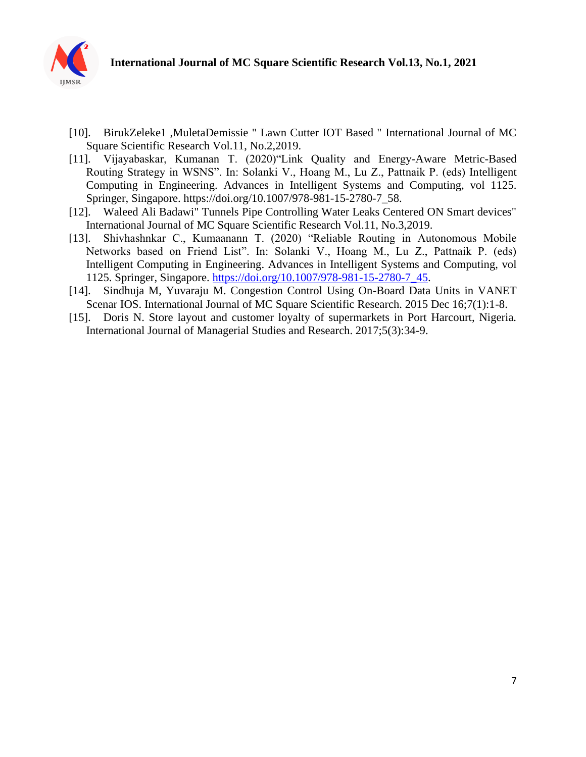[10]. BirukZeleke1 ,MuletaDemissie " Lawn Cutter IOT Based " International Journal of MC Square Scientific Research Vol.11, No.2,2019.

[11]. Vijayabaskar, Kumanan T. (2020)"Link Quality and Energy-Aware Metric-Based Routing Strategy in WSNS". In: Solanki V., Hoang M., Lu Z., Pattnaik P. (eds) Intelligent Computing in Engineering. Advances in Intelligent Systems and Computing, vol 1125. Springer, Singapore. https://doi.org/10.1007/978-981-15-2780-7_58.

[12]. Waleed Ali Badawi" Tunnels Pipe Controlling Water Leaks Centered ON Smart devices" International Journal of MC Square Scientific Research Vol.11, No.3,2019.

[13]. Shivhashnkar C., Kumaanann T. (2020) "Reliable Routing in Autonomous Mobile Networks based on Friend List". In: Solanki V., Hoang M., Lu Z., Pattnaik P. (eds) Intelligent Computing in Engineering. Advances in Intelligent Systems and Computing, vol 1125. Springer, Singapore. https://doi.org/10.1007/978-981-15-2780-7_45.

[14]. Sindhuja M, Yuvaraju M. Congestion Control Using On-Board Data Units in VANET Scenar IOS. International Journal of MC Square Scientific Research. 2015 Dec 16;7(1):1-8.

[15]. Doris N. Store layout and customer loyalty of supermarkets in Port Harcourt, Nigeria. International Journal of Managerial Studies and Research. 2017;5(3):34-9.